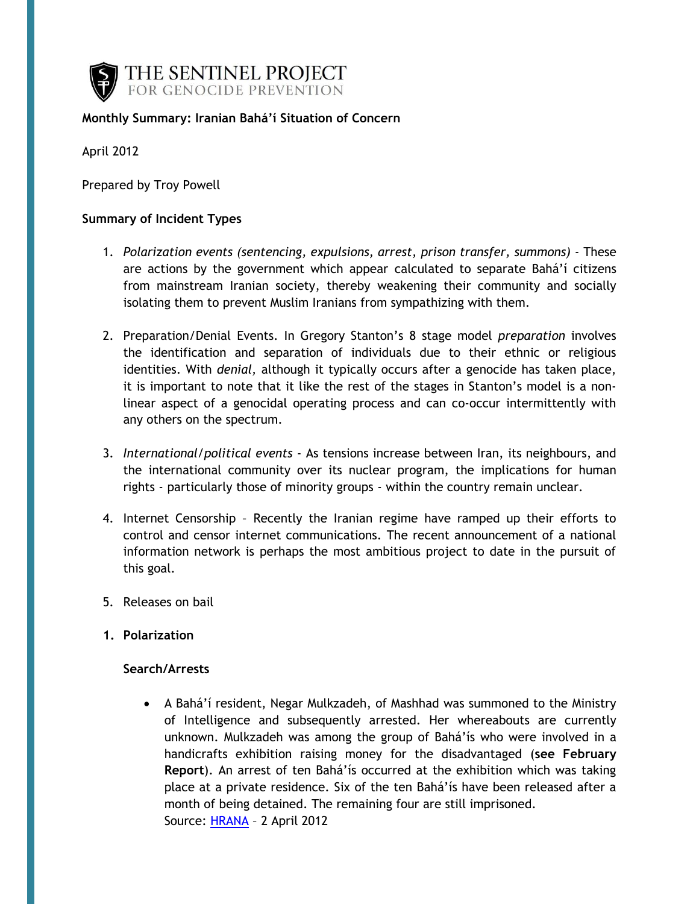THE SENTINEL PROJECT
FOR GENOCIDE PREVENTION

**Monthly Summary: Iranian Bahá'í Situation of Concern**

April 2012

Prepared by Troy Powell

**Summary of Incident Types**

1. *Polarization events (sentencing, expulsions, arrest, prison transfer, summons)* - These are actions by the government which appear calculated to separate Bahá'í citizens from mainstream Iranian society, thereby weakening their community and socially isolating them to prevent Muslim Iranians from sympathizing with them.

2. Preparation/Denial Events. In Gregory Stanton's 8 stage model *preparation* involves the identification and separation of individuals due to their ethnic or religious identities. With *denial,* although it typically occurs after a genocide has taken place, it is important to note that it like the rest of the stages in Stanton's model is a non-linear aspect of a genocidal operating process and can co-occur intermittently with any others on the spectrum.

3. *International/political events* - As tensions increase between Iran, its neighbours, and the international community over its nuclear program, the implications for human rights - particularly those of minority groups - within the country remain unclear.

4. Internet Censorship – Recently the Iranian regime have ramped up their efforts to control and censor internet communications. The recent announcement of a national information network is perhaps the most ambitious project to date in the pursuit of this goal.

5. Releases on bail

## 1. Polarization

### Search/Arrests

- A Bahá'í resident, Negar Mulkzadeh, of Mashhad was summoned to the Ministry of Intelligence and subsequently arrested. Her whereabouts are currently unknown. Mulkzadeh was among the group of Bahá'ís who were involved in a handicrafts exhibition raising money for the disadvantaged (**see February Report**). An arrest of ten Bahá'ís occurred at the exhibition which was taking place at a private residence. Six of the ten Bahá'ís have been released after a month of being detained. The remaining four are still imprisoned.
  Source: HRANA – 2 April 2012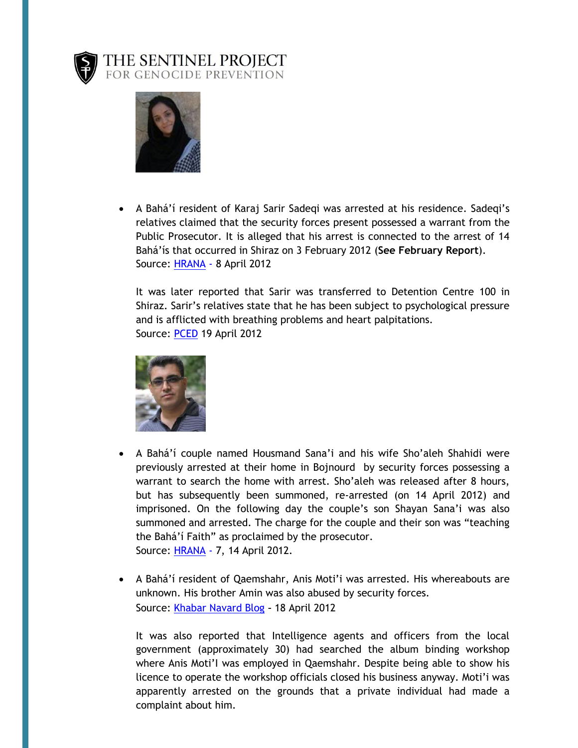- A Bahá'í resident of Karaj Sarir Sadeqi was arrested at his residence. Sadeqi's relatives claimed that the security forces present possessed a warrant from the Public Prosecutor. It is alleged that his arrest is connected to the arrest of 14 Bahá'ís that occurred in Shiraz on 3 February 2012 (**See February Report**).
  Source: HRANA - 8 April 2012

  It was later reported that Sarir was transferred to Detention Centre 100 in Shiraz. Sarir's relatives state that he has been subject to psychological pressure and is afflicted with breathing problems and heart palpitations.
  Source: PCED 19 April 2012

- A Bahá'í couple named Housmand Sana'i and his wife Sho'aleh Shahidi were previously arrested at their home in Bojnourd by security forces possessing a warrant to search the home with arrest. Sho'aleh was released after 8 hours, but has subsequently been summoned, re-arrested (on 14 April 2012) and imprisoned. On the following day the couple's son Shayan Sana'i was also summoned and arrested. The charge for the couple and their son was "teaching the Bahá'í Faith" as proclaimed by the prosecutor.
  Source: HRANA - 7, 14 April 2012.

- A Bahá'í resident of Qaemshahr, Anis Moti'i was arrested. His whereabouts are unknown. His brother Amin was also abused by security forces.
  Source: Khabar Navard Blog - 18 April 2012

  It was also reported that Intelligence agents and officers from the local government (approximately 30) had searched the album binding workshop where Anis Moti'I was employed in Qaemshahr. Despite being able to show his licence to operate the workshop officials closed his business anyway. Moti'i was apparently arrested on the grounds that a private individual had made a complaint about him.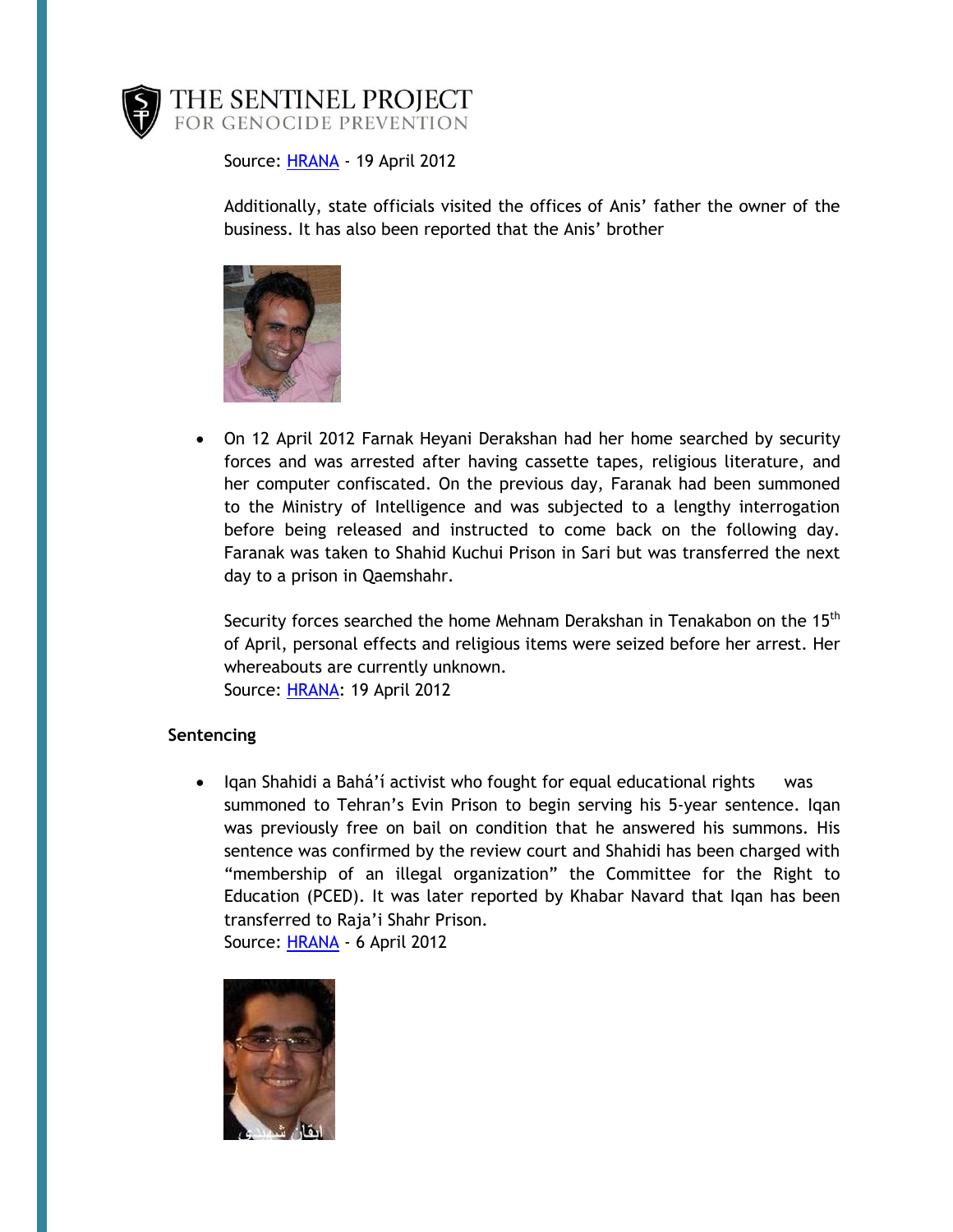Source: [HRANA](#) - 19 April 2012

Additionally, state officials visited the offices of Anis' father the owner of the business. It has also been reported that the Anis' brother

- On 12 April 2012 Farnak Heyani Derakshan had her home searched by security forces and was arrested after having cassette tapes, religious literature, and her computer confiscated. On the previous day, Faranak had been summoned to the Ministry of Intelligence and was subjected to a lengthy interrogation before being released and instructed to come back on the following day. Faranak was taken to Shahid Kuchui Prison in Sari but was transferred the next day to a prison in Qaemshahr.

  Security forces searched the home Mehnam Derakshan in Tenakabon on the 15th of April, personal effects and religious items were seized before her arrest. Her whereabouts are currently unknown.
  Source: [HRANA](#): 19 April 2012

**Sentencing**

- Iqan Shahidi a Bahá'í activist who fought for equal educational rights was summoned to Tehran's Evin Prison to begin serving his 5-year sentence. Iqan was previously free on bail on condition that he answered his summons. His sentence was confirmed by the review court and Shahidi has been charged with "membership of an illegal organization" the Committee for the Right to Education (PCED). It was later reported by Khabar Navard that Iqan has been transferred to Raja'i Shahr Prison.
  Source: [HRANA](#) - 6 April 2012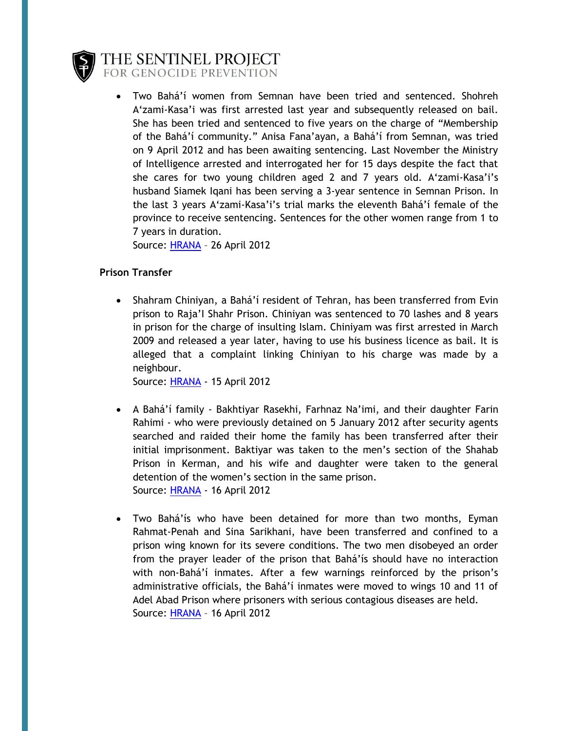- Two Bahá'í women from Semnan have been tried and sentenced. Shohreh A'zami-Kasa'i was first arrested last year and subsequently released on bail. She has been tried and sentenced to five years on the charge of "Membership of the Bahá'í community." Anisa Fana'ayan, a Bahá'í from Semnan, was tried on 9 April 2012 and has been awaiting sentencing. Last November the Ministry of Intelligence arrested and interrogated her for 15 days despite the fact that she cares for two young children aged 2 and 7 years old. A'zami-Kasa'i's husband Siamek Iqani has been serving a 3-year sentence in Semnan Prison. In the last 3 years A'zami-Kasa'i's trial marks the eleventh Bahá'í female of the province to receive sentencing. Sentences for the other women range from 1 to 7 years in duration.
  Source: HRANA – 26 April 2012

**Prison Transfer**

- Shahram Chiniyan, a Bahá'í resident of Tehran, has been transferred from Evin prison to Raja'I Shahr Prison. Chiniyan was sentenced to 70 lashes and 8 years in prison for the charge of insulting Islam. Chiniyam was first arrested in March 2009 and released a year later, having to use his business licence as bail. It is alleged that a complaint linking Chiniyan to his charge was made by a neighbour.
  Source: HRANA - 15 April 2012

- A Bahá'í family - Bakhtiyar Rasekhi, Farhnaz Na'imi, and their daughter Farin Rahimi - who were previously detained on 5 January 2012 after security agents searched and raided their home the family has been transferred after their initial imprisonment. Baktiyar was taken to the men's section of the Shahab Prison in Kerman, and his wife and daughter were taken to the general detention of the women's section in the same prison.
  Source: HRANA - 16 April 2012

- Two Bahá'ís who have been detained for more than two months, Eyman Rahmat-Penah and Sina Sarikhani, have been transferred and confined to a prison wing known for its severe conditions. The two men disobeyed an order from the prayer leader of the prison that Bahá'ís should have no interaction with non-Bahá'í inmates. After a few warnings reinforced by the prison's administrative officials, the Bahá'í inmates were moved to wings 10 and 11 of Adel Abad Prison where prisoners with serious contagious diseases are held.
  Source: HRANA – 16 April 2012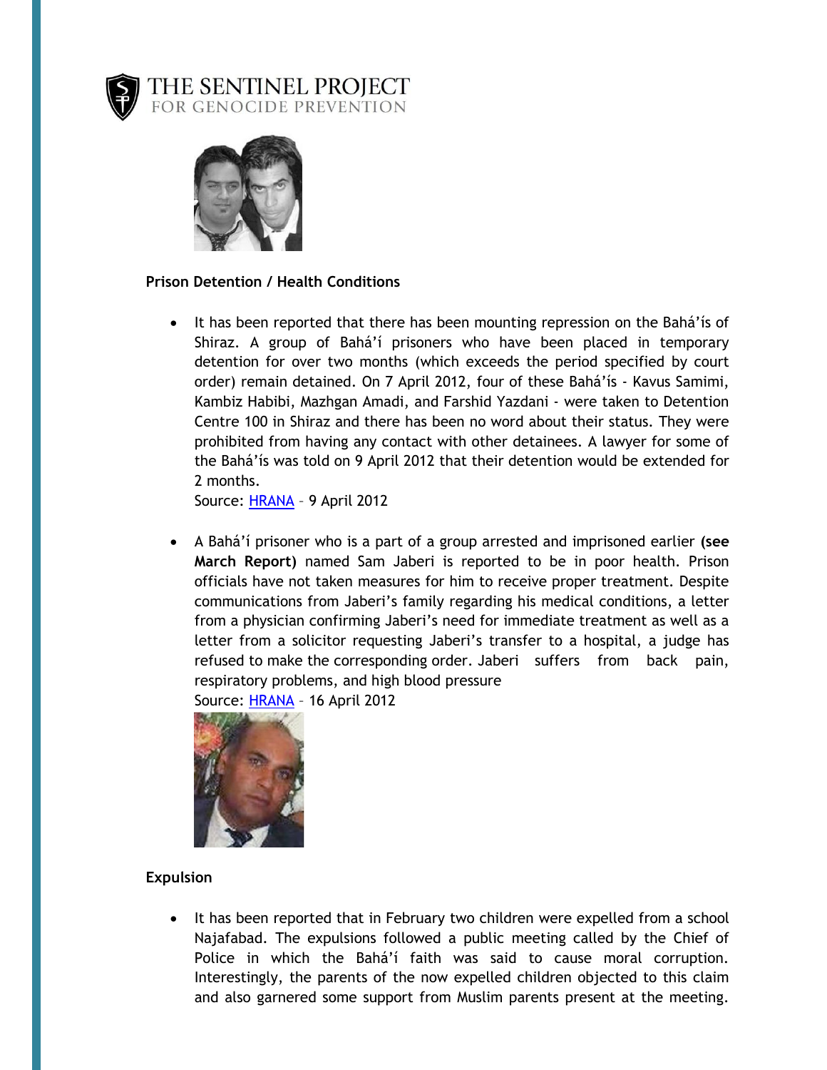**Prison Detention / Health Conditions**

- It has been reported that there has been mounting repression on the Bahá'ís of Shiraz. A group of Bahá'í prisoners who have been placed in temporary detention for over two months (which exceeds the period specified by court order) remain detained. On 7 April 2012, four of these Bahá'ís - Kavus Samimi, Kambiz Habibi, Mazhgan Amadi, and Farshid Yazdani - were taken to Detention Centre 100 in Shiraz and there has been no word about their status. They were prohibited from having any contact with other detainees. A lawyer for some of the Bahá'ís was told on 9 April 2012 that their detention would be extended for 2 months.
  Source: HRANA – 9 April 2012

- A Bahá'í prisoner who is a part of a group arrested and imprisoned earlier **(see March Report)** named Sam Jaberi is reported to be in poor health. Prison officials have not taken measures for him to receive proper treatment. Despite communications from Jaberi's family regarding his medical conditions, a letter from a physician confirming Jaberi's need for immediate treatment as well as a letter from a solicitor requesting Jaberi's transfer to a hospital, a judge has refused to make the corresponding order. Jaberi suffers from back pain, respiratory problems, and high blood pressure
  Source: HRANA – 16 April 2012

**Expulsion**

- It has been reported that in February two children were expelled from a school Najafabad. The expulsions followed a public meeting called by the Chief of Police in which the Bahá'í faith was said to cause moral corruption. Interestingly, the parents of the now expelled children objected to this claim and also garnered some support from Muslim parents present at the meeting.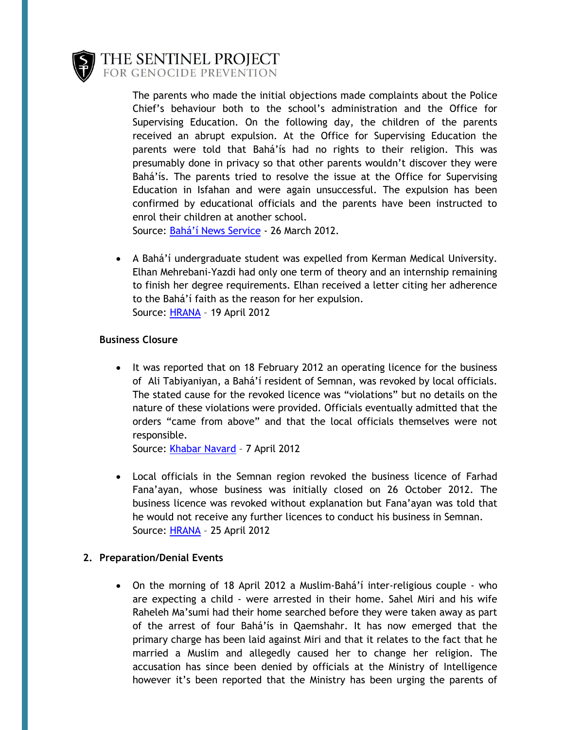The parents who made the initial objections made complaints about the Police Chief's behaviour both to the school's administration and the Office for Supervising Education. On the following day, the children of the parents received an abrupt expulsion. At the Office for Supervising Education the parents were told that Bahá'ís had no rights to their religion. This was presumably done in privacy so that other parents wouldn't discover they were Bahá'ís. The parents tried to resolve the issue at the Office for Supervising Education in Isfahan and were again unsuccessful. The expulsion has been confirmed by educational officials and the parents have been instructed to enrol their children at another school.
Source: Bahá'í News Service - 26 March 2012.

- A Bahá'í undergraduate student was expelled from Kerman Medical University. Elhan Mehrebani-Yazdi had only one term of theory and an internship remaining to finish her degree requirements. Elhan received a letter citing her adherence to the Bahá'í faith as the reason for her expulsion.
  Source: HRANA – 19 April 2012

**Business Closure**

- It was reported that on 18 February 2012 an operating licence for the business of Ali Tabiyaniyan, a Bahá'í resident of Semnan, was revoked by local officials. The stated cause for the revoked licence was "violations" but no details on the nature of these violations were provided. Officials eventually admitted that the orders "came from above" and that the local officials themselves were not responsible.
  Source: Khabar Navard – 7 April 2012

- Local officials in the Semnan region revoked the business licence of Farhad Fana'ayan, whose business was initially closed on 26 October 2012. The business licence was revoked without explanation but Fana'ayan was told that he would not receive any further licences to conduct his business in Semnan.
  Source: HRANA – 25 April 2012

**2. Preparation/Denial Events**

- On the morning of 18 April 2012 a Muslim-Bahá'í inter-religious couple - who are expecting a child - were arrested in their home. Sahel Miri and his wife Raheleh Ma'sumi had their home searched before they were taken away as part of the arrest of four Bahá'ís in Qaemshahr. It has now emerged that the primary charge has been laid against Miri and that it relates to the fact that he married a Muslim and allegedly caused her to change her religion. The accusation has since been denied by officials at the Ministry of Intelligence however it's been reported that the Ministry has been urging the parents of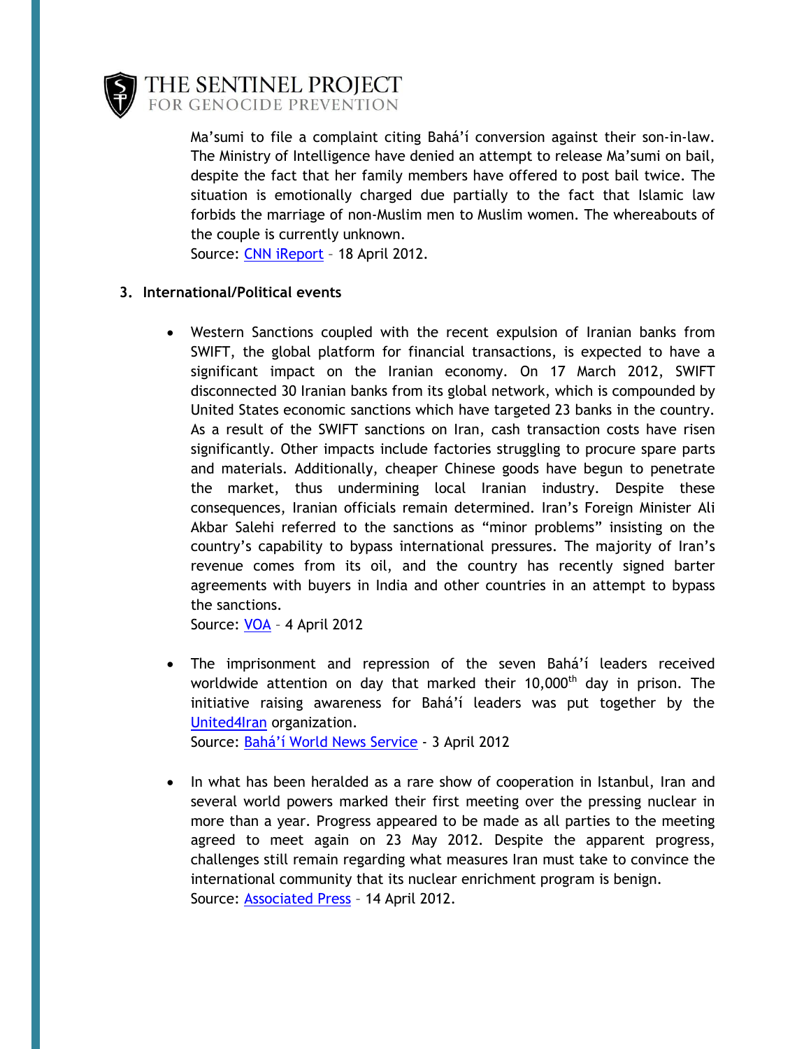Ma'sumi to file a complaint citing Bahá'í conversion against their son-in-law. The Ministry of Intelligence have denied an attempt to release Ma'sumi on bail, despite the fact that her family members have offered to post bail twice. The situation is emotionally charged due partially to the fact that Islamic law forbids the marriage of non-Muslim men to Muslim women. The whereabouts of the couple is currently unknown.
Source: [CNN iReport]() – 18 April 2012.

### 3. International/Political events

- Western Sanctions coupled with the recent expulsion of Iranian banks from SWIFT, the global platform for financial transactions, is expected to have a significant impact on the Iranian economy. On 17 March 2012, SWIFT disconnected 30 Iranian banks from its global network, which is compounded by United States economic sanctions which have targeted 23 banks in the country. As a result of the SWIFT sanctions on Iran, cash transaction costs have risen significantly. Other impacts include factories struggling to procure spare parts and materials. Additionally, cheaper Chinese goods have begun to penetrate the market, thus undermining local Iranian industry. Despite these consequences, Iranian officials remain determined. Iran's Foreign Minister Ali Akbar Salehi referred to the sanctions as "minor problems" insisting on the country's capability to bypass international pressures. The majority of Iran's revenue comes from its oil, and the country has recently signed barter agreements with buyers in India and other countries in an attempt to bypass the sanctions.
  Source: [VOA]() – 4 April 2012

- The imprisonment and repression of the seven Bahá'í leaders received worldwide attention on day that marked their 10,000th day in prison. The initiative raising awareness for Bahá'í leaders was put together by the [United4Iran]() organization.
  Source: [Bahá'í World News Service]() - 3 April 2012

- In what has been heralded as a rare show of cooperation in Istanbul, Iran and several world powers marked their first meeting over the pressing nuclear in more than a year. Progress appeared to be made as all parties to the meeting agreed to meet again on 23 May 2012. Despite the apparent progress, challenges still remain regarding what measures Iran must take to convince the international community that its nuclear enrichment program is benign.
  Source: [Associated Press]() – 14 April 2012.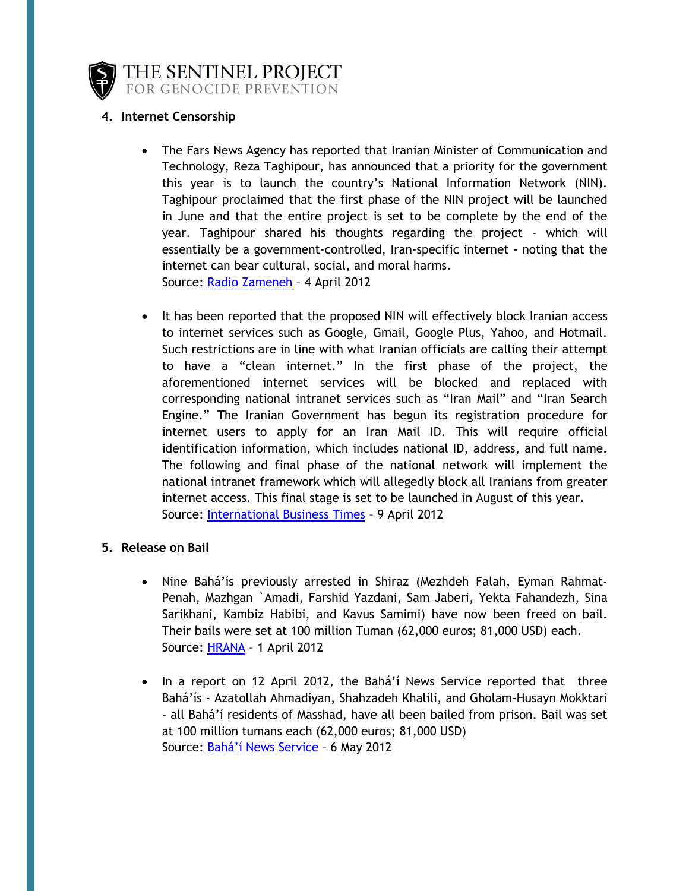## 4. Internet Censorship

- The Fars News Agency has reported that Iranian Minister of Communication and Technology, Reza Taghipour, has announced that a priority for the government this year is to launch the country's National Information Network (NIN). Taghipour proclaimed that the first phase of the NIN project will be launched in June and that the entire project is set to be complete by the end of the year. Taghipour shared his thoughts regarding the project - which will essentially be a government-controlled, Iran-specific internet - noting that the internet can bear cultural, social, and moral harms.
  Source: Radio Zameneh – 4 April 2012

- It has been reported that the proposed NIN will effectively block Iranian access to internet services such as Google, Gmail, Google Plus, Yahoo, and Hotmail. Such restrictions are in line with what Iranian officials are calling their attempt to have a "clean internet." In the first phase of the project, the aforementioned internet services will be blocked and replaced with corresponding national intranet services such as "Iran Mail" and "Iran Search Engine." The Iranian Government has begun its registration procedure for internet users to apply for an Iran Mail ID. This will require official identification information, which includes national ID, address, and full name. The following and final phase of the national network will implement the national intranet framework which will allegedly block all Iranians from greater internet access. This final stage is set to be launched in August of this year.
  Source: International Business Times – 9 April 2012

## 5. Release on Bail

- Nine Bahá'ís previously arrested in Shiraz (Mezhdeh Falah, Eyman Rahmat-Penah, Mazhgan `Amadi, Farshid Yazdani, Sam Jaberi, Yekta Fahandezh, Sina Sarikhani, Kambiz Habibi, and Kavus Samimi) have now been freed on bail. Their bails were set at 100 million Tuman (62,000 euros; 81,000 USD) each.
  Source: HRANA – 1 April 2012

- In a report on 12 April 2012, the Bahá'í News Service reported that three Bahá'ís - Azatollah Ahmadiyan, Shahzadeh Khalili, and Gholam-Husayn Mokktari - all Bahá'í residents of Masshad, have all been bailed from prison. Bail was set at 100 million tumans each (62,000 euros; 81,000 USD)
  Source: Bahá'í News Service – 6 May 2012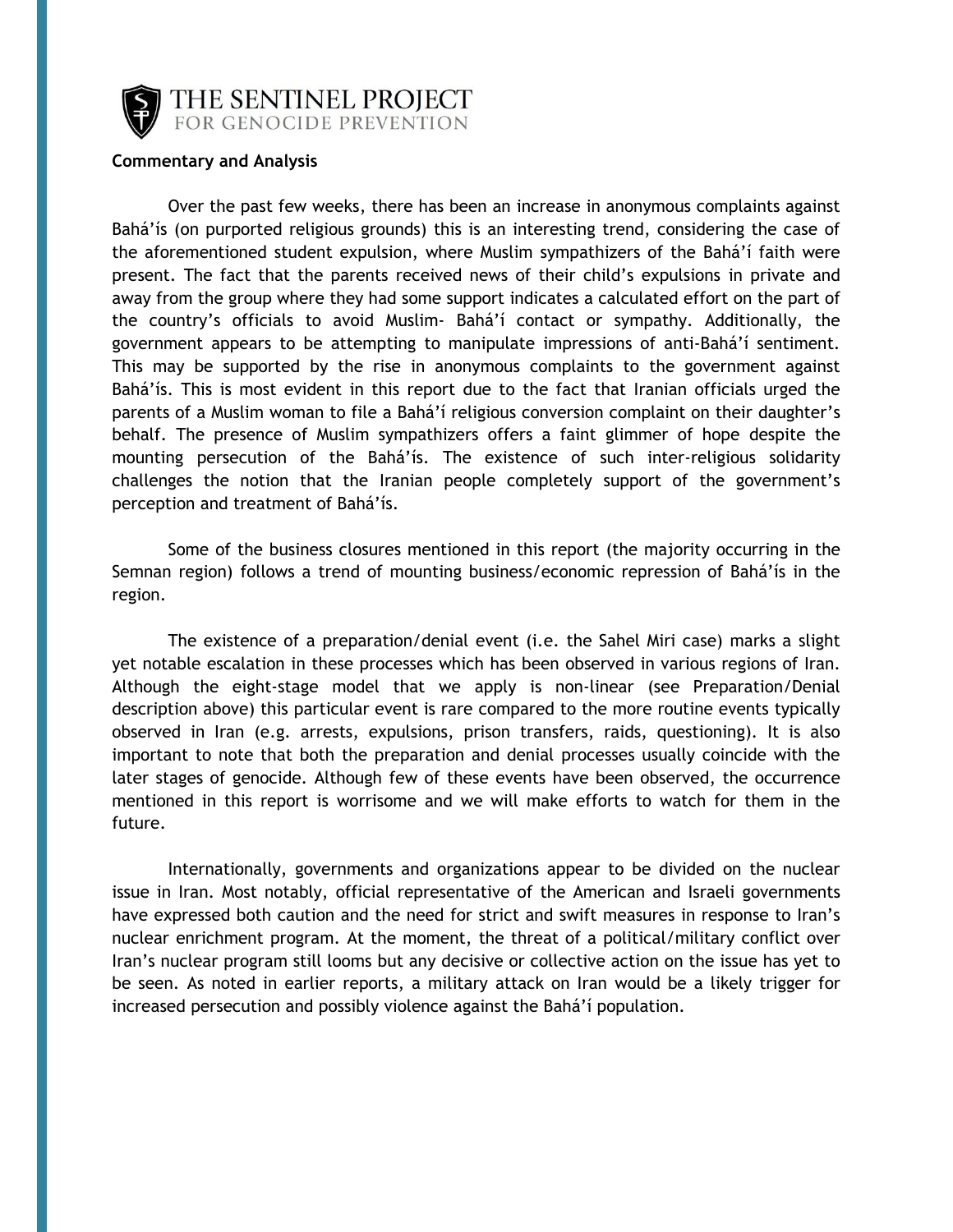**Commentary and Analysis**

Over the past few weeks, there has been an increase in anonymous complaints against Bahá'ís (on purported religious grounds) this is an interesting trend, considering the case of the aforementioned student expulsion, where Muslim sympathizers of the Bahá'í faith were present. The fact that the parents received news of their child's expulsions in private and away from the group where they had some support indicates a calculated effort on the part of the country's officials to avoid Muslim- Bahá'í contact or sympathy. Additionally, the government appears to be attempting to manipulate impressions of anti-Bahá'í sentiment. This may be supported by the rise in anonymous complaints to the government against Bahá'ís. This is most evident in this report due to the fact that Iranian officials urged the parents of a Muslim woman to file a Bahá'í religious conversion complaint on their daughter's behalf. The presence of Muslim sympathizers offers a faint glimmer of hope despite the mounting persecution of the Bahá'ís. The existence of such inter-religious solidarity challenges the notion that the Iranian people completely support of the government's perception and treatment of Bahá'ís.

Some of the business closures mentioned in this report (the majority occurring in the Semnan region) follows a trend of mounting business/economic repression of Bahá'ís in the region.

The existence of a preparation/denial event (i.e. the Sahel Miri case) marks a slight yet notable escalation in these processes which has been observed in various regions of Iran. Although the eight-stage model that we apply is non-linear (see Preparation/Denial description above) this particular event is rare compared to the more routine events typically observed in Iran (e.g. arrests, expulsions, prison transfers, raids, questioning). It is also important to note that both the preparation and denial processes usually coincide with the later stages of genocide. Although few of these events have been observed, the occurrence mentioned in this report is worrisome and we will make efforts to watch for them in the future.

Internationally, governments and organizations appear to be divided on the nuclear issue in Iran. Most notably, official representative of the American and Israeli governments have expressed both caution and the need for strict and swift measures in response to Iran's nuclear enrichment program. At the moment, the threat of a political/military conflict over Iran's nuclear program still looms but any decisive or collective action on the issue has yet to be seen. As noted in earlier reports, a military attack on Iran would be a likely trigger for increased persecution and possibly violence against the Bahá'í population.